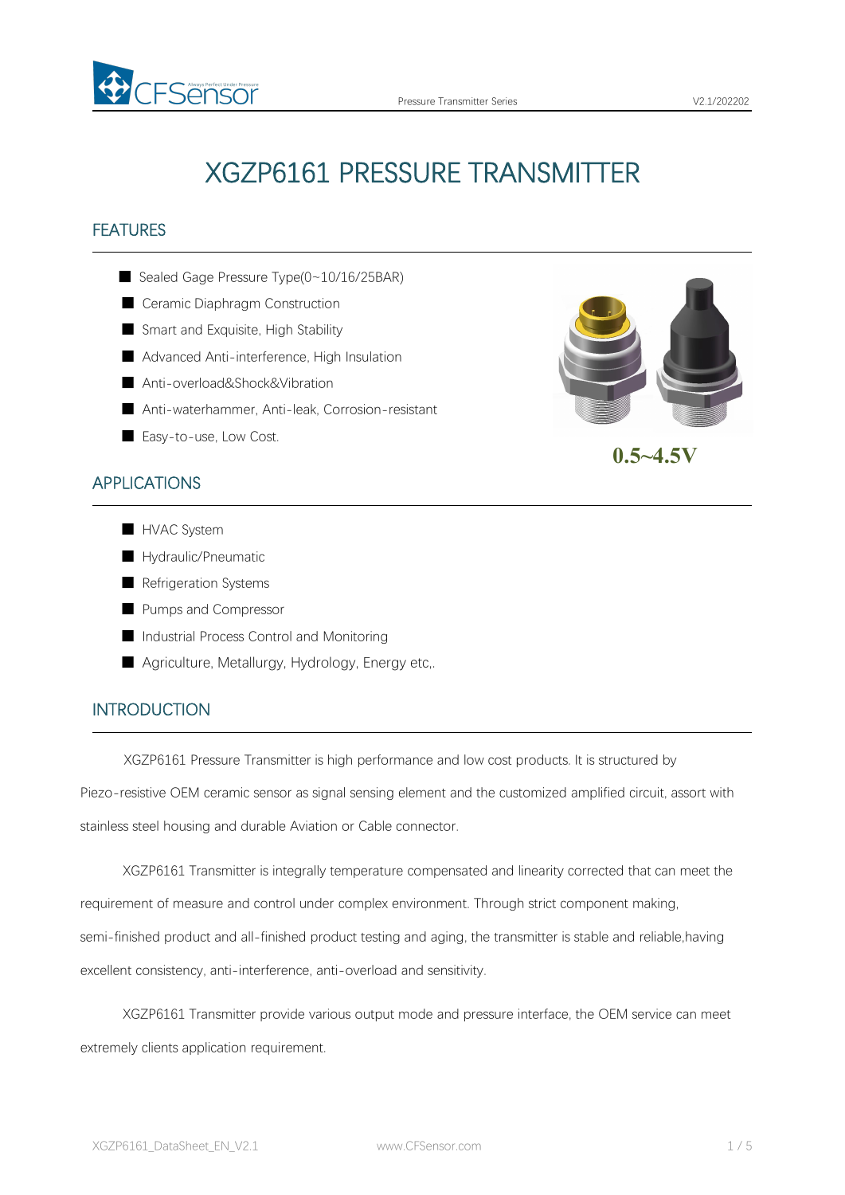# XGZP6161 PRESSURE TRANSMITTER

## FEATURES

- Sealed Gage Pressure Type(0~10/16/25BAR)
- Ceramic Diaphragm Construction
- Smart and Exquisite, High Stability
- Advanced Anti-interference, High Insulation
- Anti-overload&Shock&Vibration
- Anti-waterhammer, Anti-leak, Corrosion-resistant
- Easy-to-use, Low Cost.

**0.5~4.5V**

## APPLICATIONS

- HVAC System
- Hydraulic/Pneumatic
- Refrigeration Systems
- Pumps and Compressor
- Industrial Process Control and Monitoring
- Agriculture, Metallurgy, Hydrology, Energy etc,.

## INTRODUCTION

XGZP6161 Pressure Transmitter is high performance and low cost products. It is structured by Piezo-resistive OEM ceramic sensor as signal sensing element and the customized amplified circuit, assort with stainless steel housing and durable Aviation or Cable connector.

XGZP6161 Transmitter is integrally temperature compensated and linearity corrected that can meet the requirement of measure and control under complex environment. Through strict component making, semi-finished product and all-finished product testing and aging, the transmitter is stable and reliable,having excellent consistency, anti-interference, anti-overload and sensitivity.

XGZP6161 Transmitter provide various output mode and pressure interface, the OEM service can meet extremely clients application requirement.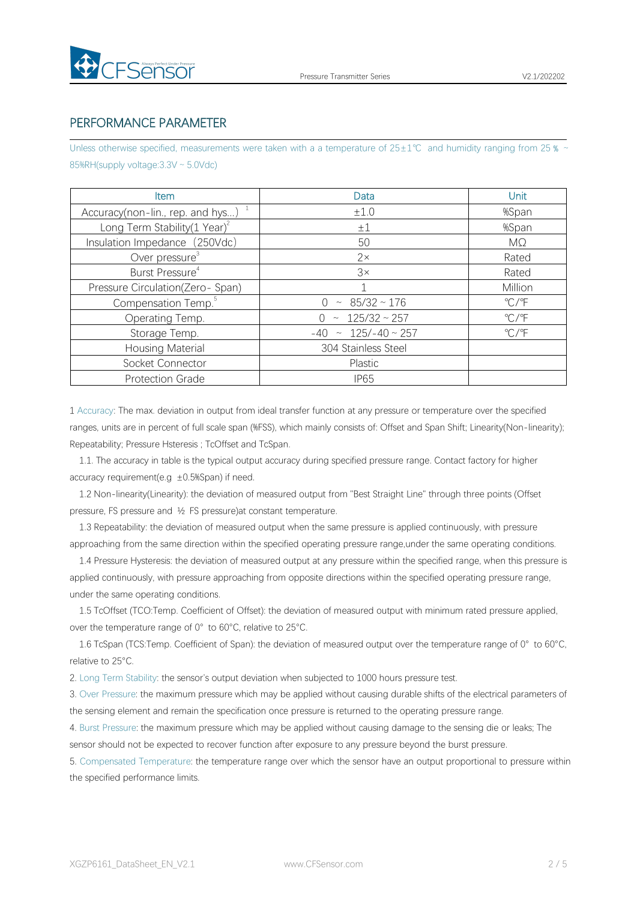## PERFORMANCE PARAMETER

Unless otherwise specified, measurements were taken with a a temperature of 25±1℃ and humidity ranging from 25 % ~ 85%RH(supply voltage:3.3V ~ 5.0Vdc)

| Item | Data | Unit |
|---|---|---|
| Accuracy(non-lin., rep. and hys...) [1] | ±1.0 | %Span |
| Long Term Stability(1 Year)[2] | ±1 | %Span |
| Insulation Impedance (250Vdc) | 50 | MΩ |
| Over pressure[3] | 2× | Rated |
| Burst Pressure[4] | 3× | Rated |
| Pressure Circulation(Zero- Span) | 1 | Million |
| Compensation Temp.[5] | 0 ~ 85/32 ~ 176 | ℃/℉ |
| Operating Temp. | 0 ~ 125/32 ~ 257 | ℃/℉ |
| Storage Temp. | -40 ~ 125/-40 ~ 257 | ℃/℉ |
| Housing Material | 304 Stainless Steel | |
| Socket Connector | Plastic | |
| Protection Grade | IP65 | |

1 Accuracy: The max. deviation in output from ideal transfer function at any pressure or temperature over the specified ranges, units are in percent of full scale span (%FSS), which mainly consists of: Offset and Span Shift; Linearity(Non-linearity); Repeatability; Pressure Hsteresis ; TcOffset and TcSpan.

1.1. The accuracy in table is the typical output accuracy during specified pressure range. Contact factory for higher accuracy requirement(e.g ±0.5%Span) if need.

1.2 Non-linearity(Linearity): the deviation of measured output from "Best Straight Line" through three points (Offset pressure, FS pressure and ½ FS pressure)at constant temperature.

1.3 Repeatability: the deviation of measured output when the same pressure is applied continuously, with pressure approaching from the same direction within the specified operating pressure range,under the same operating conditions.

1.4 Pressure Hysteresis: the deviation of measured output at any pressure within the specified range, when this pressure is applied continuously, with pressure approaching from opposite directions within the specified operating pressure range, under the same operating conditions.

1.5 TcOffset (TCO:Temp. Coefficient of Offset): the deviation of measured output with minimum rated pressure applied, over the temperature range of 0° to 60°C, relative to 25°C.

1.6 TcSpan (TCS:Temp. Coefficient of Span): the deviation of measured output over the temperature range of 0° to 60°C, relative to 25°C.

2. Long Term Stability: the sensor's output deviation when subjected to 1000 hours pressure test.

3. Over Pressure: the maximum pressure which may be applied without causing durable shifts of the electrical parameters of the sensing element and remain the specification once pressure is returned to the operating pressure range.

4. Burst Pressure: the maximum pressure which may be applied without causing damage to the sensing die or leaks; The sensor should not be expected to recover function after exposure to any pressure beyond the burst pressure.

5. Compensated Temperature: the temperature range over which the sensor have an output proportional to pressure within the specified performance limits.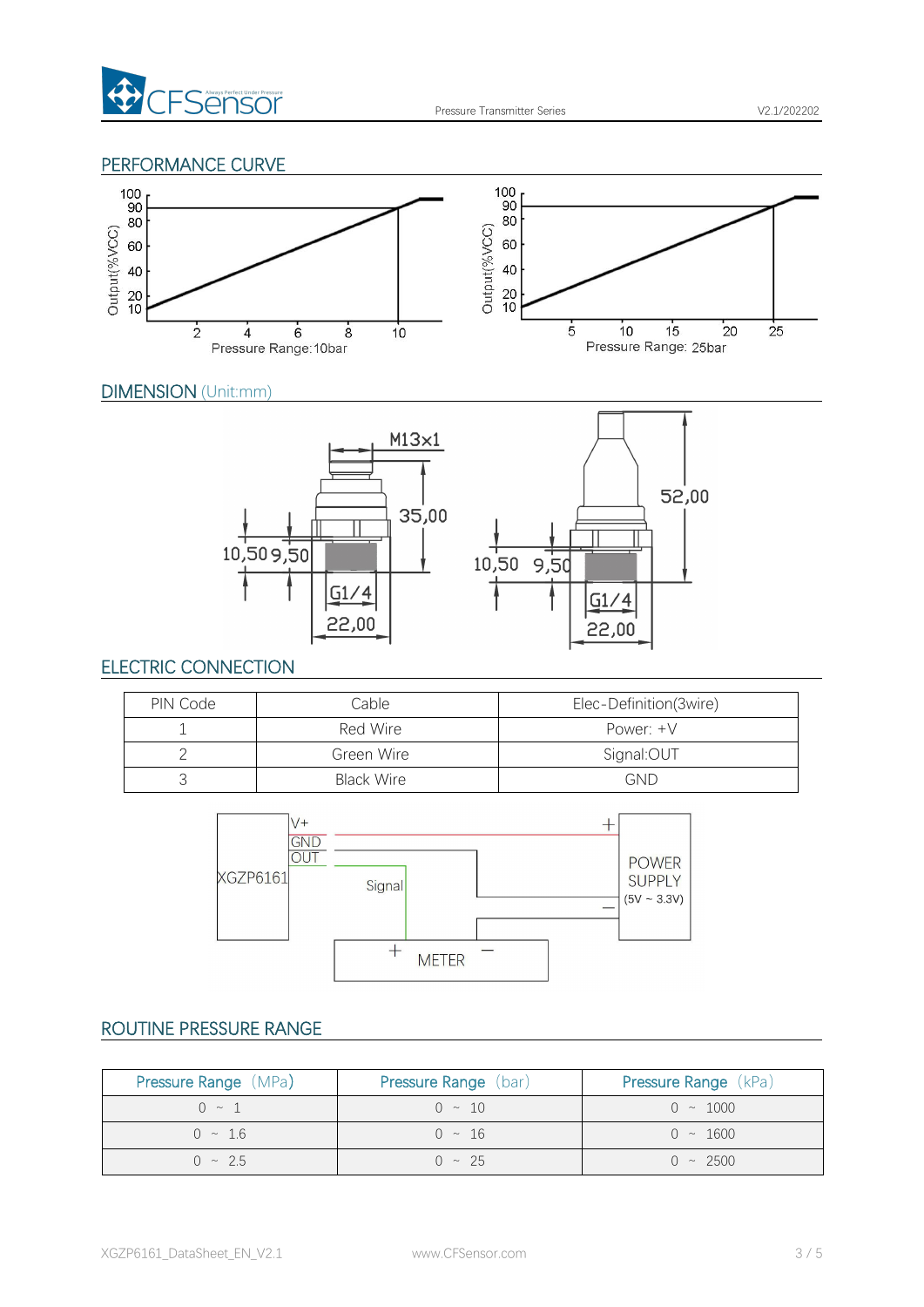## PERFORMANCE CURVE

Output(%VCC)

Pressure Range: 10bar

Output(%VCC)

Pressure Range: 25bar

## DIMENSION (Unit:mm)

M13×1

35,00

52,00

10,50 9,50

G1/4

22,00

## ELECTRIC CONNECTION

| PIN Code | Cable | Elec-Definition(3wire) |
|---|---|---|
| 1 | Red Wire | Power: +V |
| 2 | Green Wire | Signal:OUT |
| 3 | Black Wire | GND |

XGZP6161 V+ GND OUT

Signal

POWER SUPPLY (5V ~ 3.3V)

METER

## ROUTINE PRESSURE RANGE

| Pressure Range（MPa） | Pressure Range（bar） | Pressure Range（kPa） |
|---|---|---|
| 0 ~ 1 | 0 ~ 10 | 0 ~ 1000 |
| 0 ~ 1.6 | 0 ~ 16 | 0 ~ 1600 |
| 0 ~ 2.5 | 0 ~ 25 | 0 ~ 2500 |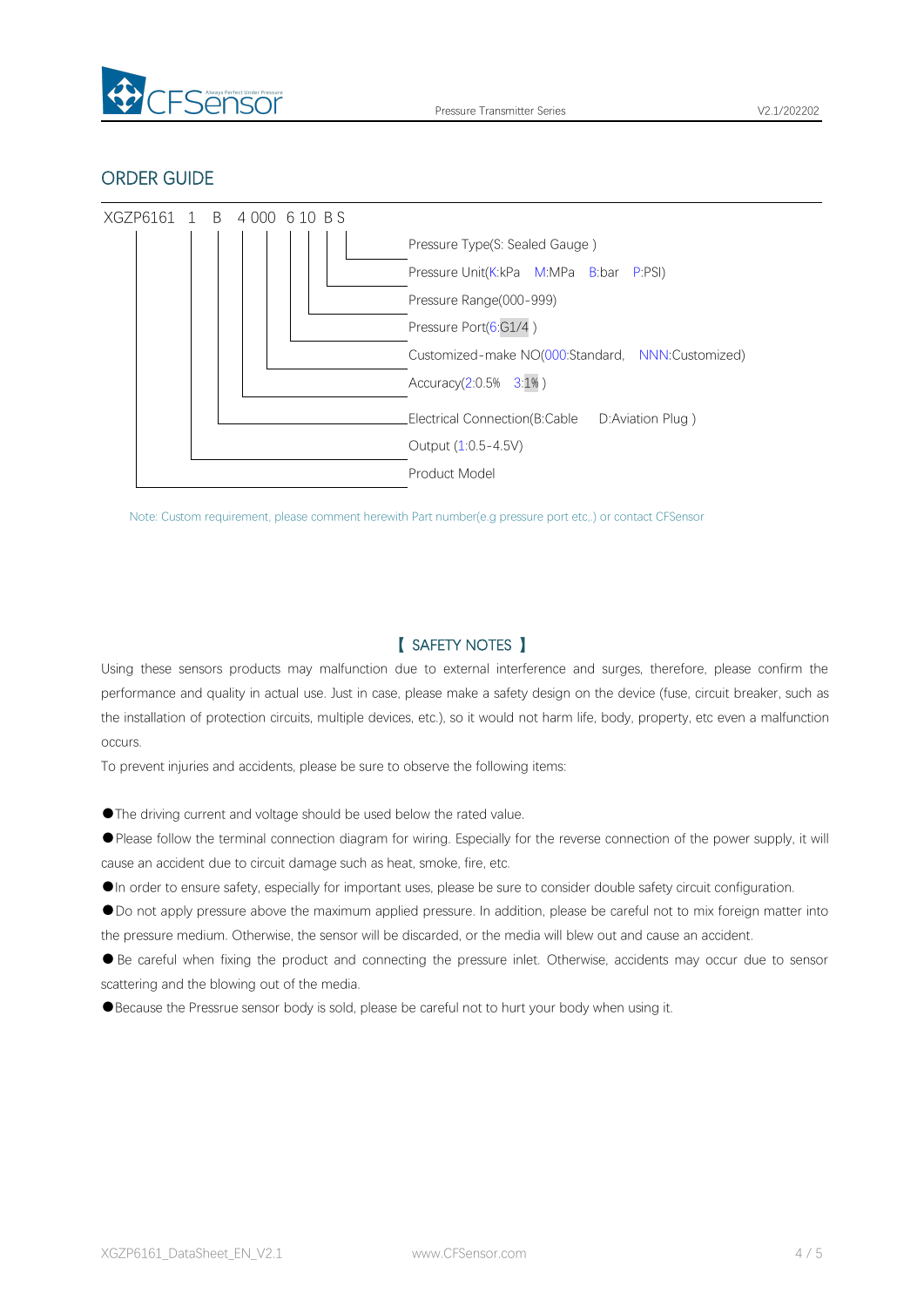## ORDER GUIDE

XGZP6161 1 B 4 000 6 10 B S

- Pressure Type(S: Sealed Gauge )
- Pressure Unit(K:kPa M:MPa B:bar P:PSI)
- Pressure Range(000-999)
- Pressure Port(6:G1/4 )
- Customized-make NO(000:Standard, NNN:Customized)
- Accuracy(2:0.5% 3:1% )
- Electrical Connection(B:Cable D:Aviation Plug )
- Output (1:0.5-4.5V)
- Product Model

Note: Custom requirement, please comment herewith Part number(e.g pressure port etc,.) or contact CFSensor

## 【 SAFETY NOTES 】

Using these sensors products may malfunction due to external interference and surges, therefore, please confirm the performance and quality in actual use. Just in case, please make a safety design on the device (fuse, circuit breaker, such as the installation of protection circuits, multiple devices, etc.), so it would not harm life, body, property, etc even a malfunction occurs.

To prevent injuries and accidents, please be sure to observe the following items:

- The driving current and voltage should be used below the rated value.
- Please follow the terminal connection diagram for wiring. Especially for the reverse connection of the power supply, it will cause an accident due to circuit damage such as heat, smoke, fire, etc.
- In order to ensure safety, especially for important uses, please be sure to consider double safety circuit configuration.
- Do not apply pressure above the maximum applied pressure. In addition, please be careful not to mix foreign matter into the pressure medium. Otherwise, the sensor will be discarded, or the media will blew out and cause an accident.
- Be careful when fixing the product and connecting the pressure inlet. Otherwise, accidents may occur due to sensor scattering and the blowing out of the media.
- Because the Pressrue sensor body is sold, please be careful not to hurt your body when using it.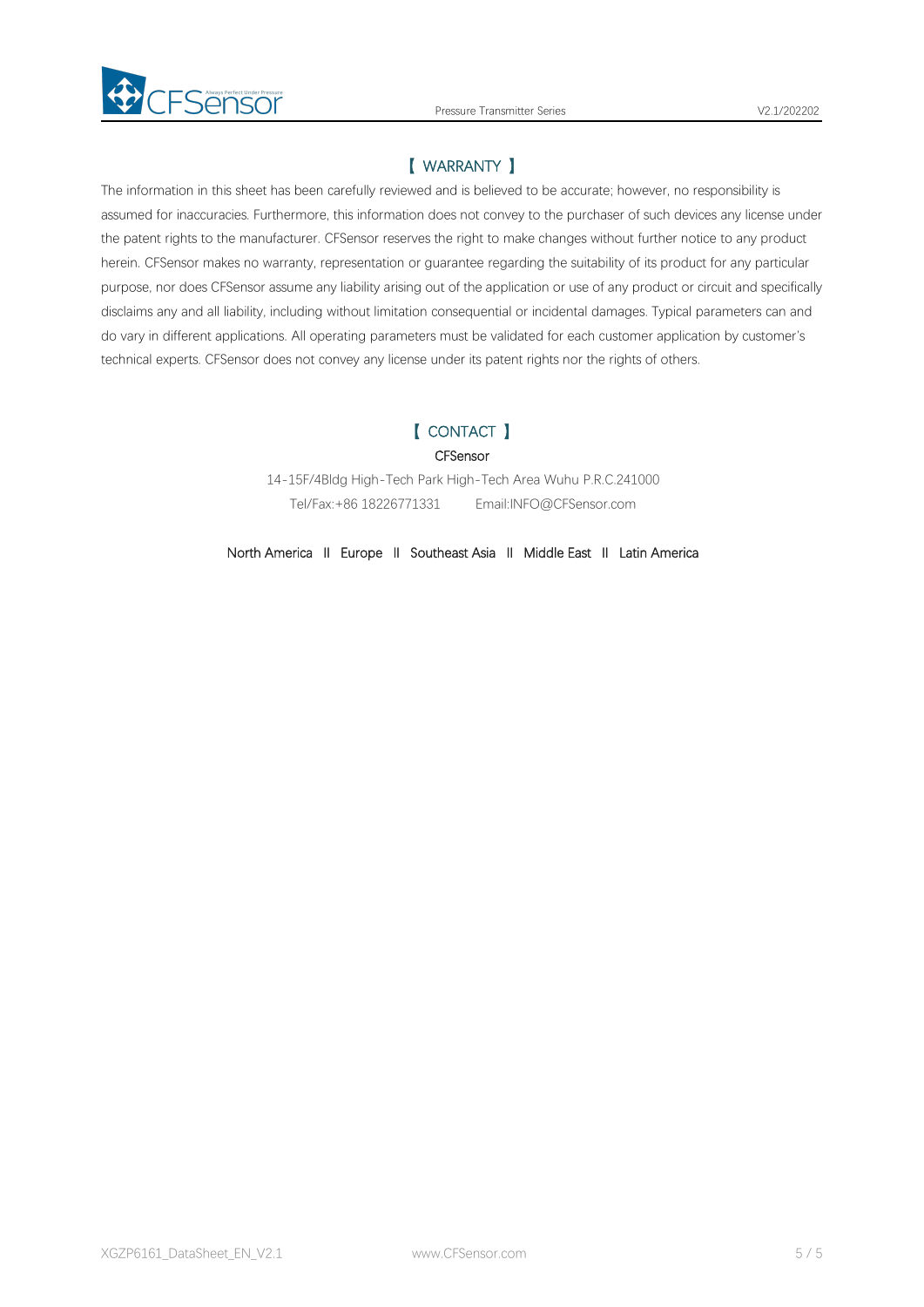## 【 WARRANTY 】

The information in this sheet has been carefully reviewed and is believed to be accurate; however, no responsibility is assumed for inaccuracies. Furthermore, this information does not convey to the purchaser of such devices any license under the patent rights to the manufacturer. CFSensor reserves the right to make changes without further notice to any product herein. CFSensor makes no warranty, representation or guarantee regarding the suitability of its product for any particular purpose, nor does CFSensor assume any liability arising out of the application or use of any product or circuit and specifically disclaims any and all liability, including without limitation consequential or incidental damages. Typical parameters can and do vary in different applications. All operating parameters must be validated for each customer application by customer's technical experts. CFSensor does not convey any license under its patent rights nor the rights of others.

## 【 CONTACT 】

CFSensor

14-15F/4Bldg High-Tech Park High-Tech Area Wuhu P.R.C.241000

Tel/Fax:+86 18226771331 Email:INFO@CFSensor.com

North America II Europe II Southeast Asia II Middle East II Latin America